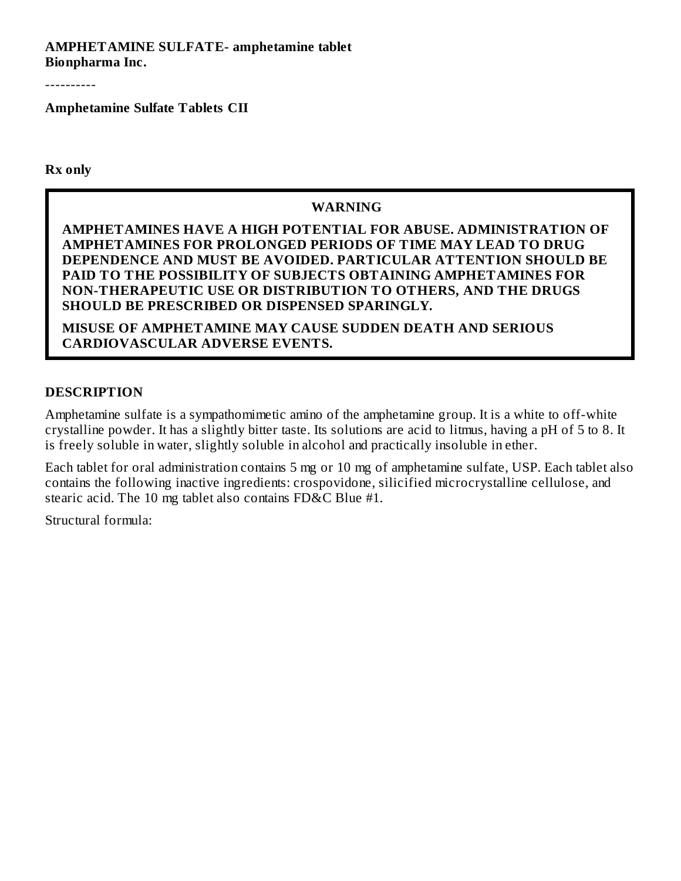**AMPHETAMINE SULFATE- amphetamine tablet**
**Bionpharma Inc.**

----------

**Amphetamine Sulfate Tablets CII**

**Rx only**

**WARNING**

**AMPHETAMINES HAVE A HIGH POTENTIAL FOR ABUSE. ADMINISTRATION OF AMPHETAMINES FOR PROLONGED PERIODS OF TIME MAY LEAD TO DRUG DEPENDENCE AND MUST BE AVOIDED. PARTICULAR ATTENTION SHOULD BE PAID TO THE POSSIBILITY OF SUBJECTS OBTAINING AMPHETAMINES FOR NON-THERAPEUTIC USE OR DISTRIBUTION TO OTHERS, AND THE DRUGS SHOULD BE PRESCRIBED OR DISPENSED SPARINGLY.**

**MISUSE OF AMPHETAMINE MAY CAUSE SUDDEN DEATH AND SERIOUS CARDIOVASCULAR ADVERSE EVENTS.**

## DESCRIPTION

Amphetamine sulfate is a sympathomimetic amino of the amphetamine group. It is a white to off-white crystalline powder. It has a slightly bitter taste. Its solutions are acid to litmus, having a pH of 5 to 8. It is freely soluble in water, slightly soluble in alcohol and practically insoluble in ether.

Each tablet for oral administration contains 5 mg or 10 mg of amphetamine sulfate, USP. Each tablet also contains the following inactive ingredients: crospovidone, silicified microcrystalline cellulose, and stearic acid. The 10 mg tablet also contains FD&C Blue #1.

Structural formula: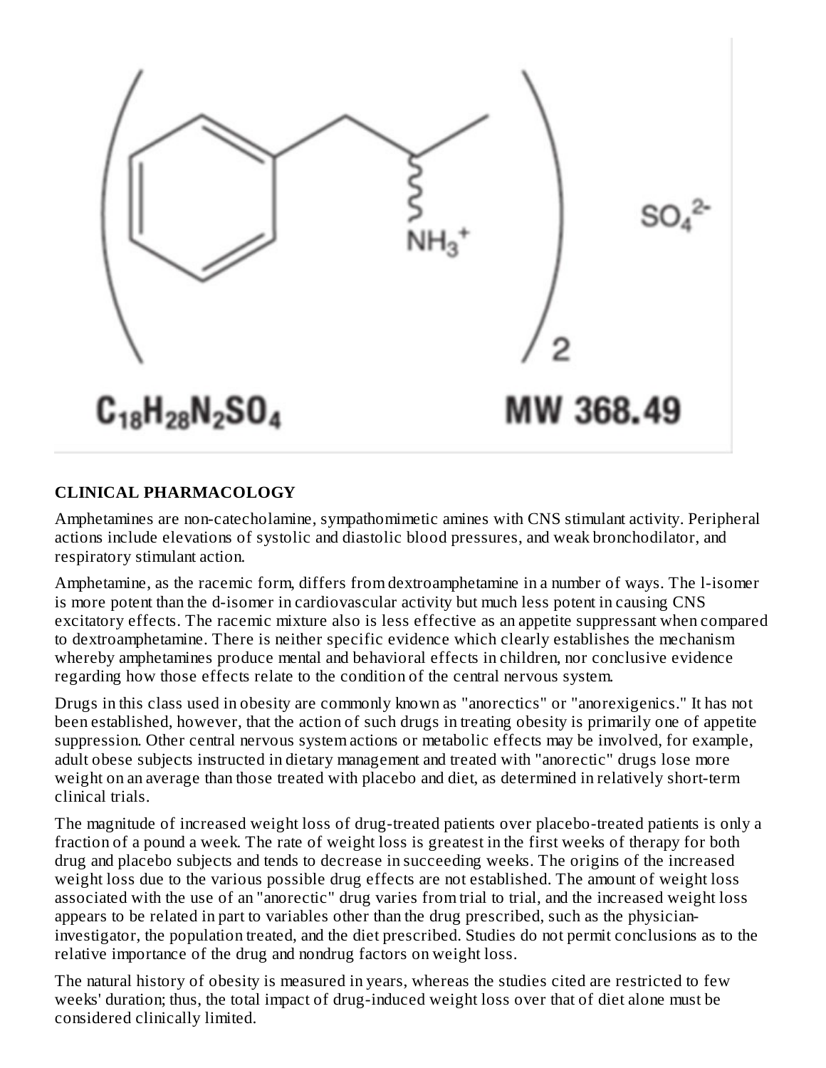$SO_4^{2-}$

$NH_3^+$

2

$C_{18}H_{28}N_2SO_4$

MW 368.49

**CLINICAL PHARMACOLOGY**

Amphetamines are non-catecholamine, sympathomimetic amines with CNS stimulant activity. Peripheral actions include elevations of systolic and diastolic blood pressures, and weak bronchodilator, and respiratory stimulant action.

Amphetamine, as the racemic form, differs from dextroamphetamine in a number of ways. The l-isomer is more potent than the d-isomer in cardiovascular activity but much less potent in causing CNS excitatory effects. The racemic mixture also is less effective as an appetite suppressant when compared to dextroamphetamine. There is neither specific evidence which clearly establishes the mechanism whereby amphetamines produce mental and behavioral effects in children, nor conclusive evidence regarding how those effects relate to the condition of the central nervous system.

Drugs in this class used in obesity are commonly known as "anorectics" or "anorexigenics." It has not been established, however, that the action of such drugs in treating obesity is primarily one of appetite suppression. Other central nervous system actions or metabolic effects may be involved, for example, adult obese subjects instructed in dietary management and treated with "anorectic" drugs lose more weight on an average than those treated with placebo and diet, as determined in relatively short-term clinical trials.

The magnitude of increased weight loss of drug-treated patients over placebo-treated patients is only a fraction of a pound a week. The rate of weight loss is greatest in the first weeks of therapy for both drug and placebo subjects and tends to decrease in succeeding weeks. The origins of the increased weight loss due to the various possible drug effects are not established. The amount of weight loss associated with the use of an "anorectic" drug varies from trial to trial, and the increased weight loss appears to be related in part to variables other than the drug prescribed, such as the physician-investigator, the population treated, and the diet prescribed. Studies do not permit conclusions as to the relative importance of the drug and nondrug factors on weight loss.

The natural history of obesity is measured in years, whereas the studies cited are restricted to few weeks' duration; thus, the total impact of drug-induced weight loss over that of diet alone must be considered clinically limited.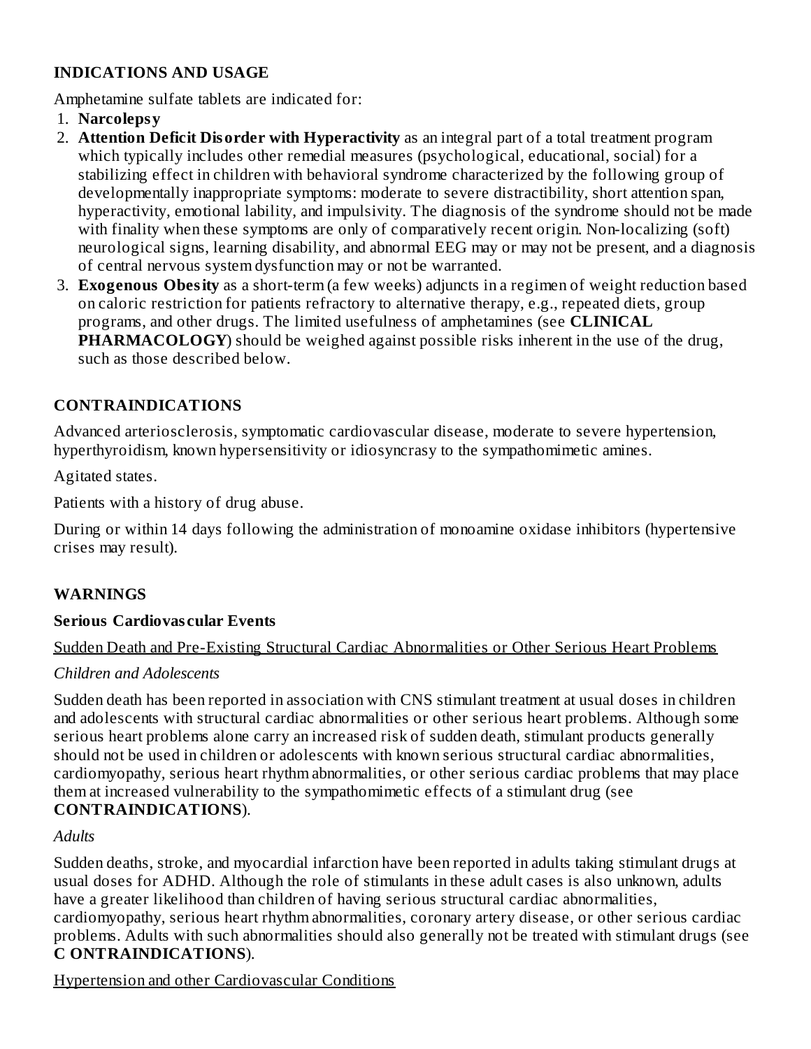## INDICATIONS AND USAGE

Amphetamine sulfate tablets are indicated for:

1. **Narcolepsy**
2. **Attention Deficit Disorder with Hyperactivity** as an integral part of a total treatment program which typically includes other remedial measures (psychological, educational, social) for a stabilizing effect in children with behavioral syndrome characterized by the following group of developmentally inappropriate symptoms: moderate to severe distractibility, short attention span, hyperactivity, emotional lability, and impulsivity. The diagnosis of the syndrome should not be made with finality when these symptoms are only of comparatively recent origin. Non-localizing (soft) neurological signs, learning disability, and abnormal EEG may or may not be present, and a diagnosis of central nervous system dysfunction may or not be warranted.
3. **Exogenous Obesity** as a short-term (a few weeks) adjuncts in a regimen of weight reduction based on caloric restriction for patients refractory to alternative therapy, e.g., repeated diets, group programs, and other drugs. The limited usefulness of amphetamines (see **CLINICAL PHARMACOLOGY**) should be weighed against possible risks inherent in the use of the drug, such as those described below.

## CONTRAINDICATIONS

Advanced arteriosclerosis, symptomatic cardiovascular disease, moderate to severe hypertension, hyperthyroidism, known hypersensitivity or idiosyncrasy to the sympathomimetic amines.

Agitated states.

Patients with a history of drug abuse.

During or within 14 days following the administration of monoamine oxidase inhibitors (hypertensive crises may result).

## WARNINGS

### Serious Cardiovascular Events

Sudden Death and Pre-Existing Structural Cardiac Abnormalities or Other Serious Heart Problems

*Children and Adolescents*

Sudden death has been reported in association with CNS stimulant treatment at usual doses in children and adolescents with structural cardiac abnormalities or other serious heart problems. Although some serious heart problems alone carry an increased risk of sudden death, stimulant products generally should not be used in children or adolescents with known serious structural cardiac abnormalities, cardiomyopathy, serious heart rhythm abnormalities, or other serious cardiac problems that may place them at increased vulnerability to the sympathomimetic effects of a stimulant drug (see **CONTRAINDICATIONS**).

*Adults*

Sudden deaths, stroke, and myocardial infarction have been reported in adults taking stimulant drugs at usual doses for ADHD. Although the role of stimulants in these adult cases is also unknown, adults have a greater likelihood than children of having serious structural cardiac abnormalities, cardiomyopathy, serious heart rhythm abnormalities, coronary artery disease, or other serious cardiac problems. Adults with such abnormalities should also generally not be treated with stimulant drugs (see **C ONTRAINDICATIONS**).

Hypertension and other Cardiovascular Conditions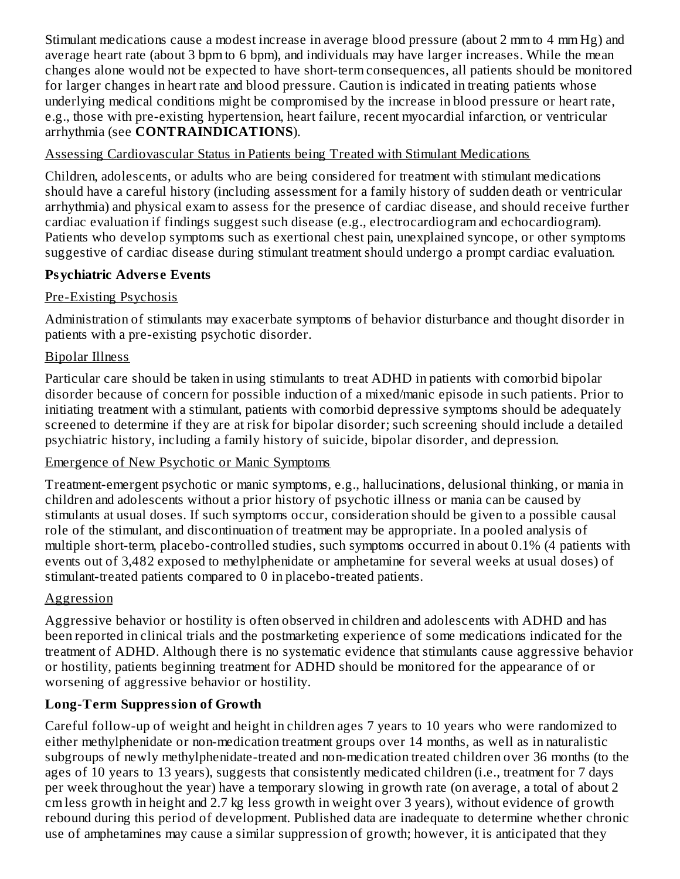Stimulant medications cause a modest increase in average blood pressure (about 2 mm to 4 mm Hg) and average heart rate (about 3 bpm to 6 bpm), and individuals may have larger increases. While the mean changes alone would not be expected to have short-term consequences, all patients should be monitored for larger changes in heart rate and blood pressure. Caution is indicated in treating patients whose underlying medical conditions might be compromised by the increase in blood pressure or heart rate, e.g., those with pre-existing hypertension, heart failure, recent myocardial infarction, or ventricular arrhythmia (see **CONTRAINDICATIONS**).

Assessing Cardiovascular Status in Patients being Treated with Stimulant Medications

Children, adolescents, or adults who are being considered for treatment with stimulant medications should have a careful history (including assessment for a family history of sudden death or ventricular arrhythmia) and physical exam to assess for the presence of cardiac disease, and should receive further cardiac evaluation if findings suggest such disease (e.g., electrocardiogram and echocardiogram). Patients who develop symptoms such as exertional chest pain, unexplained syncope, or other symptoms suggestive of cardiac disease during stimulant treatment should undergo a prompt cardiac evaluation.

**Psychiatric Adverse Events**

Pre-Existing Psychosis

Administration of stimulants may exacerbate symptoms of behavior disturbance and thought disorder in patients with a pre-existing psychotic disorder.

Bipolar Illness

Particular care should be taken in using stimulants to treat ADHD in patients with comorbid bipolar disorder because of concern for possible induction of a mixed/manic episode in such patients. Prior to initiating treatment with a stimulant, patients with comorbid depressive symptoms should be adequately screened to determine if they are at risk for bipolar disorder; such screening should include a detailed psychiatric history, including a family history of suicide, bipolar disorder, and depression.

Emergence of New Psychotic or Manic Symptoms

Treatment-emergent psychotic or manic symptoms, e.g., hallucinations, delusional thinking, or mania in children and adolescents without a prior history of psychotic illness or mania can be caused by stimulants at usual doses. If such symptoms occur, consideration should be given to a possible causal role of the stimulant, and discontinuation of treatment may be appropriate. In a pooled analysis of multiple short-term, placebo-controlled studies, such symptoms occurred in about 0.1% (4 patients with events out of 3,482 exposed to methylphenidate or amphetamine for several weeks at usual doses) of stimulant-treated patients compared to 0 in placebo-treated patients.

Aggression

Aggressive behavior or hostility is often observed in children and adolescents with ADHD and has been reported in clinical trials and the postmarketing experience of some medications indicated for the treatment of ADHD. Although there is no systematic evidence that stimulants cause aggressive behavior or hostility, patients beginning treatment for ADHD should be monitored for the appearance of or worsening of aggressive behavior or hostility.

**Long-Term Suppression of Growth**

Careful follow-up of weight and height in children ages 7 years to 10 years who were randomized to either methylphenidate or non-medication treatment groups over 14 months, as well as in naturalistic subgroups of newly methylphenidate-treated and non-medication treated children over 36 months (to the ages of 10 years to 13 years), suggests that consistently medicated children (i.e., treatment for 7 days per week throughout the year) have a temporary slowing in growth rate (on average, a total of about 2 cm less growth in height and 2.7 kg less growth in weight over 3 years), without evidence of growth rebound during this period of development. Published data are inadequate to determine whether chronic use of amphetamines may cause a similar suppression of growth; however, it is anticipated that they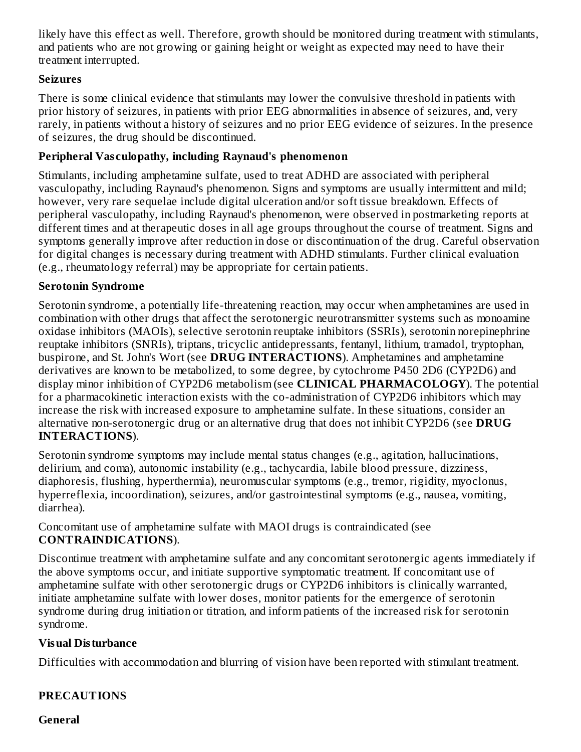likely have this effect as well. Therefore, growth should be monitored during treatment with stimulants, and patients who are not growing or gaining height or weight as expected may need to have their treatment interrupted.

**Seizures**

There is some clinical evidence that stimulants may lower the convulsive threshold in patients with prior history of seizures, in patients with prior EEG abnormalities in absence of seizures, and, very rarely, in patients without a history of seizures and no prior EEG evidence of seizures. In the presence of seizures, the drug should be discontinued.

**Peripheral Vasculopathy, including Raynaud's phenomenon**

Stimulants, including amphetamine sulfate, used to treat ADHD are associated with peripheral vasculopathy, including Raynaud's phenomenon. Signs and symptoms are usually intermittent and mild; however, very rare sequelae include digital ulceration and/or soft tissue breakdown. Effects of peripheral vasculopathy, including Raynaud's phenomenon, were observed in postmarketing reports at different times and at therapeutic doses in all age groups throughout the course of treatment. Signs and symptoms generally improve after reduction in dose or discontinuation of the drug. Careful observation for digital changes is necessary during treatment with ADHD stimulants. Further clinical evaluation (e.g., rheumatology referral) may be appropriate for certain patients.

**Serotonin Syndrome**

Serotonin syndrome, a potentially life-threatening reaction, may occur when amphetamines are used in combination with other drugs that affect the serotonergic neurotransmitter systems such as monoamine oxidase inhibitors (MAOIs), selective serotonin reuptake inhibitors (SSRIs), serotonin norepinephrine reuptake inhibitors (SNRIs), triptans, tricyclic antidepressants, fentanyl, lithium, tramadol, tryptophan, buspirone, and St. John's Wort (see **DRUG INTERACTIONS**). Amphetamines and amphetamine derivatives are known to be metabolized, to some degree, by cytochrome P450 2D6 (CYP2D6) and display minor inhibition of CYP2D6 metabolism (see **CLINICAL PHARMACOLOGY**). The potential for a pharmacokinetic interaction exists with the co-administration of CYP2D6 inhibitors which may increase the risk with increased exposure to amphetamine sulfate. In these situations, consider an alternative non-serotonergic drug or an alternative drug that does not inhibit CYP2D6 (see **DRUG INTERACTIONS**).

Serotonin syndrome symptoms may include mental status changes (e.g., agitation, hallucinations, delirium, and coma), autonomic instability (e.g., tachycardia, labile blood pressure, dizziness, diaphoresis, flushing, hyperthermia), neuromuscular symptoms (e.g., tremor, rigidity, myoclonus, hyperreflexia, incoordination), seizures, and/or gastrointestinal symptoms (e.g., nausea, vomiting, diarrhea).

Concomitant use of amphetamine sulfate with MAOI drugs is contraindicated (see **CONTRAINDICATIONS**).

Discontinue treatment with amphetamine sulfate and any concomitant serotonergic agents immediately if the above symptoms occur, and initiate supportive symptomatic treatment. If concomitant use of amphetamine sulfate with other serotonergic drugs or CYP2D6 inhibitors is clinically warranted, initiate amphetamine sulfate with lower doses, monitor patients for the emergence of serotonin syndrome during drug initiation or titration, and inform patients of the increased risk for serotonin syndrome.

**Visual Disturbance**

Difficulties with accommodation and blurring of vision have been reported with stimulant treatment.

## PRECAUTIONS

**General**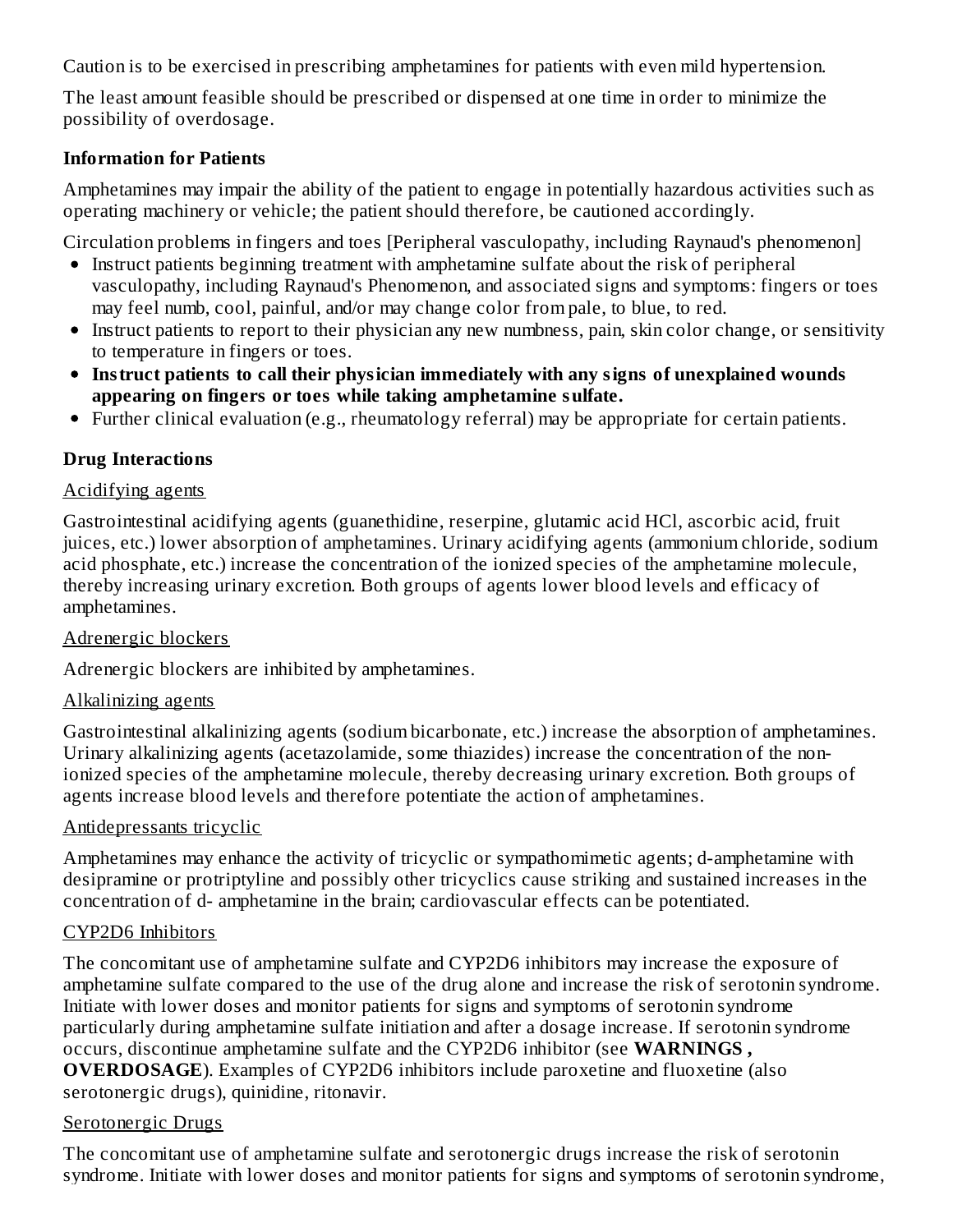Caution is to be exercised in prescribing amphetamines for patients with even mild hypertension.

The least amount feasible should be prescribed or dispensed at one time in order to minimize the possibility of overdosage.

### Information for Patients

Amphetamines may impair the ability of the patient to engage in potentially hazardous activities such as operating machinery or vehicle; the patient should therefore, be cautioned accordingly.

Circulation problems in fingers and toes [Peripheral vasculopathy, including Raynaud's phenomenon]

- Instruct patients beginning treatment with amphetamine sulfate about the risk of peripheral vasculopathy, including Raynaud's Phenomenon, and associated signs and symptoms: fingers or toes may feel numb, cool, painful, and/or may change color from pale, to blue, to red.
- Instruct patients to report to their physician any new numbness, pain, skin color change, or sensitivity to temperature in fingers or toes.
- **Instruct patients to call their physician immediately with any signs of unexplained wounds appearing on fingers or toes while taking amphetamine sulfate.**
- Further clinical evaluation (e.g., rheumatology referral) may be appropriate for certain patients.

### Drug Interactions

Acidifying agents

Gastrointestinal acidifying agents (guanethidine, reserpine, glutamic acid HCl, ascorbic acid, fruit juices, etc.) lower absorption of amphetamines. Urinary acidifying agents (ammonium chloride, sodium acid phosphate, etc.) increase the concentration of the ionized species of the amphetamine molecule, thereby increasing urinary excretion. Both groups of agents lower blood levels and efficacy of amphetamines.

Adrenergic blockers

Adrenergic blockers are inhibited by amphetamines.

Alkalinizing agents

Gastrointestinal alkalinizing agents (sodium bicarbonate, etc.) increase the absorption of amphetamines. Urinary alkalinizing agents (acetazolamide, some thiazides) increase the concentration of the non-ionized species of the amphetamine molecule, thereby decreasing urinary excretion. Both groups of agents increase blood levels and therefore potentiate the action of amphetamines.

Antidepressants tricyclic

Amphetamines may enhance the activity of tricyclic or sympathomimetic agents; d-amphetamine with desipramine or protriptyline and possibly other tricyclics cause striking and sustained increases in the concentration of d- amphetamine in the brain; cardiovascular effects can be potentiated.

CYP2D6 Inhibitors

The concomitant use of amphetamine sulfate and CYP2D6 inhibitors may increase the exposure of amphetamine sulfate compared to the use of the drug alone and increase the risk of serotonin syndrome. Initiate with lower doses and monitor patients for signs and symptoms of serotonin syndrome particularly during amphetamine sulfate initiation and after a dosage increase. If serotonin syndrome occurs, discontinue amphetamine sulfate and the CYP2D6 inhibitor (see **WARNINGS , OVERDOSAGE**). Examples of CYP2D6 inhibitors include paroxetine and fluoxetine (also serotonergic drugs), quinidine, ritonavir.

Serotonergic Drugs

The concomitant use of amphetamine sulfate and serotonergic drugs increase the risk of serotonin syndrome. Initiate with lower doses and monitor patients for signs and symptoms of serotonin syndrome,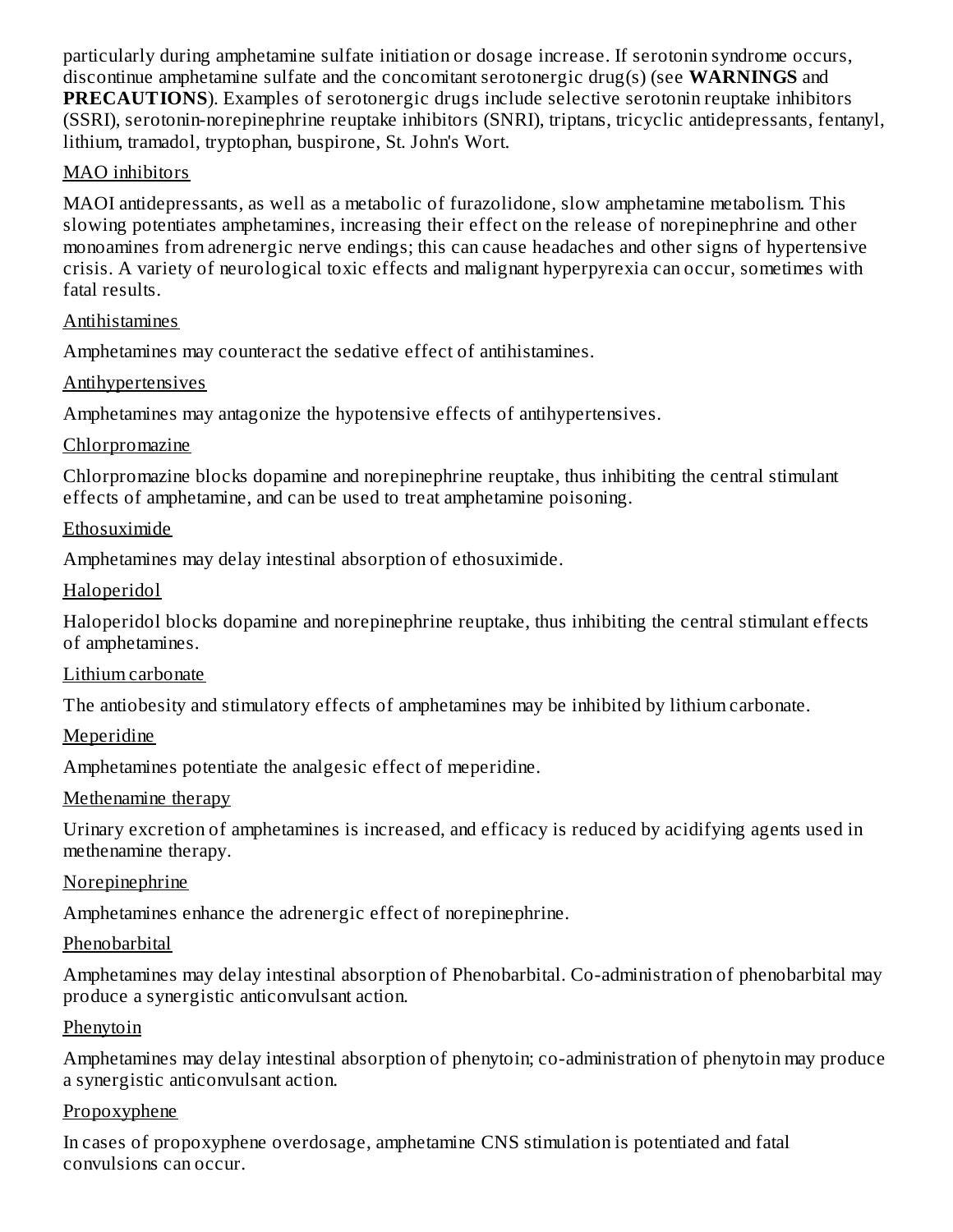particularly during amphetamine sulfate initiation or dosage increase. If serotonin syndrome occurs, discontinue amphetamine sulfate and the concomitant serotonergic drug(s) (see **WARNINGS** and **PRECAUTIONS**). Examples of serotonergic drugs include selective serotonin reuptake inhibitors (SSRI), serotonin-norepinephrine reuptake inhibitors (SNRI), triptans, tricyclic antidepressants, fentanyl, lithium, tramadol, tryptophan, buspirone, St. John's Wort.

<u>MAO inhibitors</u>

MAOI antidepressants, as well as a metabolic of furazolidone, slow amphetamine metabolism. This slowing potentiates amphetamines, increasing their effect on the release of norepinephrine and other monoamines from adrenergic nerve endings; this can cause headaches and other signs of hypertensive crisis. A variety of neurological toxic effects and malignant hyperpyrexia can occur, sometimes with fatal results.

<u>Antihistamines</u>

Amphetamines may counteract the sedative effect of antihistamines.

<u>Antihypertensives</u>

Amphetamines may antagonize the hypotensive effects of antihypertensives.

<u>Chlorpromazine</u>

Chlorpromazine blocks dopamine and norepinephrine reuptake, thus inhibiting the central stimulant effects of amphetamine, and can be used to treat amphetamine poisoning.

<u>Ethosuximide</u>

Amphetamines may delay intestinal absorption of ethosuximide.

<u>Haloperidol</u>

Haloperidol blocks dopamine and norepinephrine reuptake, thus inhibiting the central stimulant effects of amphetamines.

<u>Lithium carbonate</u>

The antiobesity and stimulatory effects of amphetamines may be inhibited by lithium carbonate.

<u>Meperidine</u>

Amphetamines potentiate the analgesic effect of meperidine.

<u>Methenamine therapy</u>

Urinary excretion of amphetamines is increased, and efficacy is reduced by acidifying agents used in methenamine therapy.

<u>Norepinephrine</u>

Amphetamines enhance the adrenergic effect of norepinephrine.

<u>Phenobarbital</u>

Amphetamines may delay intestinal absorption of Phenobarbital. Co-administration of phenobarbital may produce a synergistic anticonvulsant action.

<u>Phenytoin</u>

Amphetamines may delay intestinal absorption of phenytoin; co-administration of phenytoin may produce a synergistic anticonvulsant action.

<u>Propoxyphene</u>

In cases of propoxyphene overdosage, amphetamine CNS stimulation is potentiated and fatal convulsions can occur.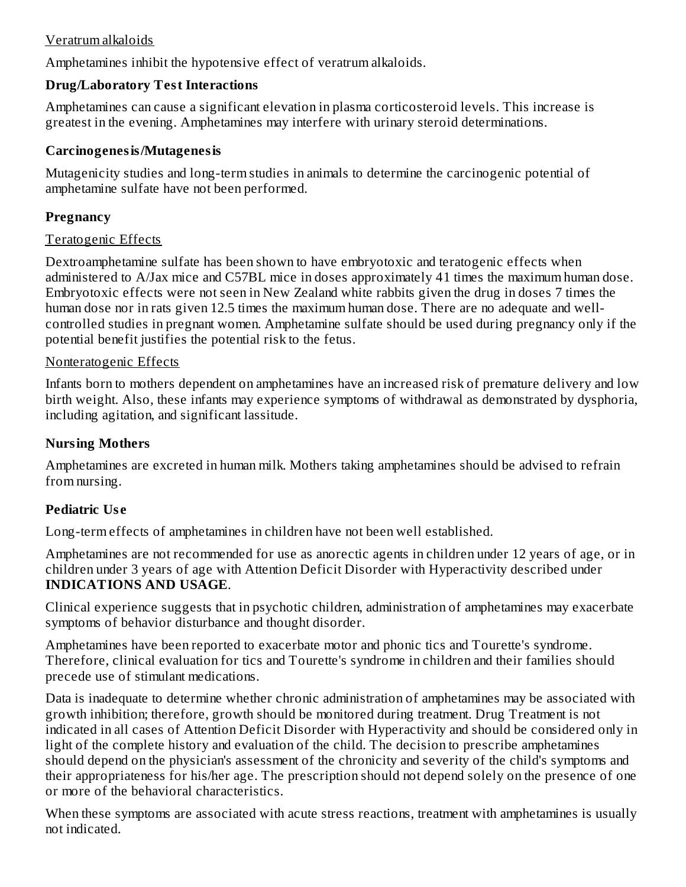Veratrum alkaloids

Amphetamines inhibit the hypotensive effect of veratrum alkaloids.

### Drug/Laboratory Test Interactions

Amphetamines can cause a significant elevation in plasma corticosteroid levels. This increase is greatest in the evening. Amphetamines may interfere with urinary steroid determinations.

### Carcinogenesis/Mutagenesis

Mutagenicity studies and long-term studies in animals to determine the carcinogenic potential of amphetamine sulfate have not been performed.

### Pregnancy

Teratogenic Effects

Dextroamphetamine sulfate has been shown to have embryotoxic and teratogenic effects when administered to A/Jax mice and C57BL mice in doses approximately 41 times the maximum human dose. Embryotoxic effects were not seen in New Zealand white rabbits given the drug in doses 7 times the human dose nor in rats given 12.5 times the maximum human dose. There are no adequate and well-controlled studies in pregnant women. Amphetamine sulfate should be used during pregnancy only if the potential benefit justifies the potential risk to the fetus.

Nonteratogenic Effects

Infants born to mothers dependent on amphetamines have an increased risk of premature delivery and low birth weight. Also, these infants may experience symptoms of withdrawal as demonstrated by dysphoria, including agitation, and significant lassitude.

### Nursing Mothers

Amphetamines are excreted in human milk. Mothers taking amphetamines should be advised to refrain from nursing.

### Pediatric Use

Long-term effects of amphetamines in children have not been well established.

Amphetamines are not recommended for use as anorectic agents in children under 12 years of age, or in children under 3 years of age with Attention Deficit Disorder with Hyperactivity described under **INDICATIONS AND USAGE**.

Clinical experience suggests that in psychotic children, administration of amphetamines may exacerbate symptoms of behavior disturbance and thought disorder.

Amphetamines have been reported to exacerbate motor and phonic tics and Tourette's syndrome. Therefore, clinical evaluation for tics and Tourette's syndrome in children and their families should precede use of stimulant medications.

Data is inadequate to determine whether chronic administration of amphetamines may be associated with growth inhibition; therefore, growth should be monitored during treatment. Drug Treatment is not indicated in all cases of Attention Deficit Disorder with Hyperactivity and should be considered only in light of the complete history and evaluation of the child. The decision to prescribe amphetamines should depend on the physician's assessment of the chronicity and severity of the child's symptoms and their appropriateness for his/her age. The prescription should not depend solely on the presence of one or more of the behavioral characteristics.

When these symptoms are associated with acute stress reactions, treatment with amphetamines is usually not indicated.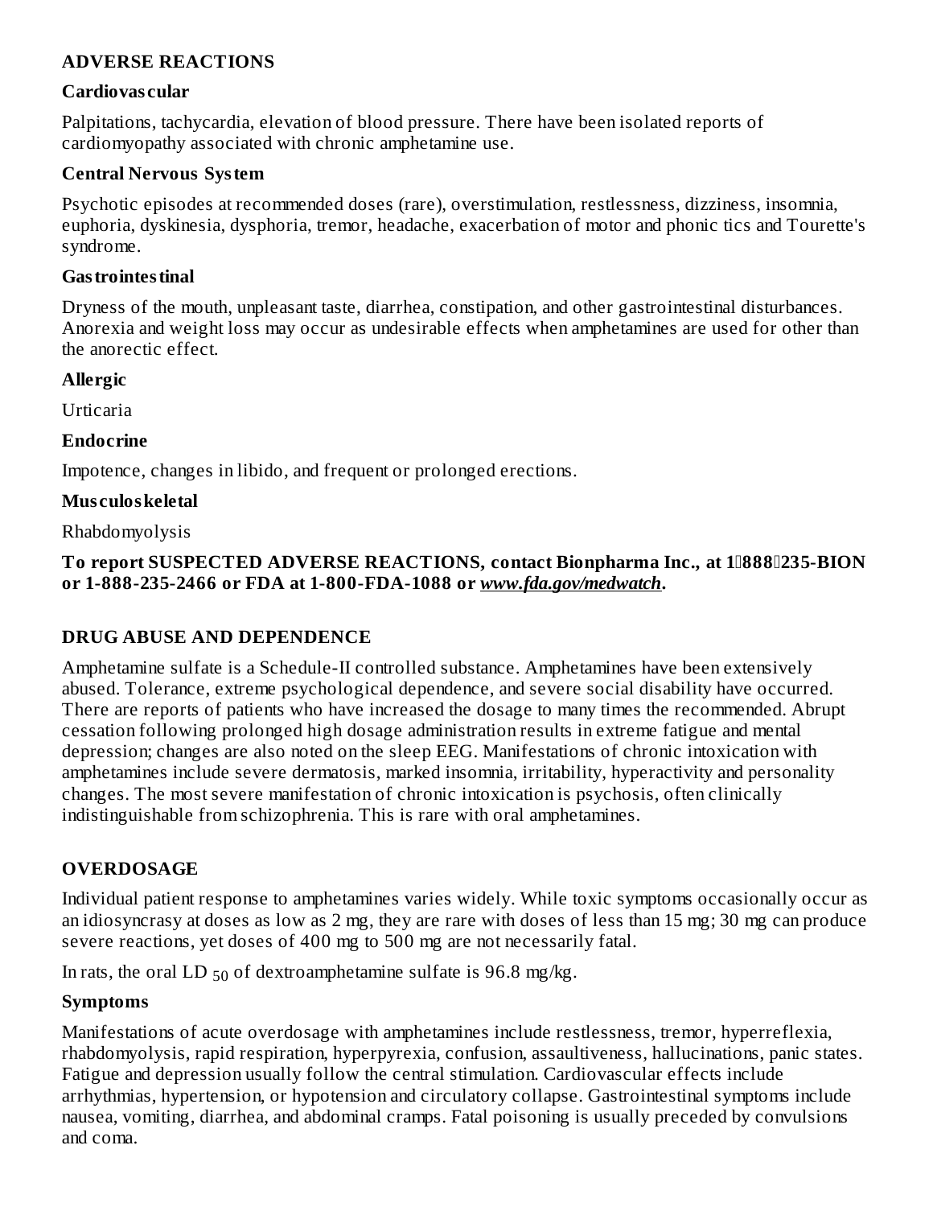## ADVERSE REACTIONS

### Cardiovascular

Palpitations, tachycardia, elevation of blood pressure. There have been isolated reports of cardiomyopathy associated with chronic amphetamine use.

### Central Nervous System

Psychotic episodes at recommended doses (rare), overstimulation, restlessness, dizziness, insomnia, euphoria, dyskinesia, dysphoria, tremor, headache, exacerbation of motor and phonic tics and Tourette's syndrome.

### Gastrointestinal

Dryness of the mouth, unpleasant taste, diarrhea, constipation, and other gastrointestinal disturbances. Anorexia and weight loss may occur as undesirable effects when amphetamines are used for other than the anorectic effect.

### Allergic

Urticaria

### Endocrine

Impotence, changes in libido, and frequent or prolonged erections.

### Musculoskeletal

Rhabdomyolysis

**To report SUSPECTED ADVERSE REACTIONS, contact Bionpharma Inc., at 1‑888‑235-BION or 1-888-235-2466 or FDA at 1-800-FDA-1088 or *www.fda.gov/medwatch*.**

## DRUG ABUSE AND DEPENDENCE

Amphetamine sulfate is a Schedule-II controlled substance. Amphetamines have been extensively abused. Tolerance, extreme psychological dependence, and severe social disability have occurred. There are reports of patients who have increased the dosage to many times the recommended. Abrupt cessation following prolonged high dosage administration results in extreme fatigue and mental depression; changes are also noted on the sleep EEG. Manifestations of chronic intoxication with amphetamines include severe dermatosis, marked insomnia, irritability, hyperactivity and personality changes. The most severe manifestation of chronic intoxication is psychosis, often clinically indistinguishable from schizophrenia. This is rare with oral amphetamines.

## OVERDOSAGE

Individual patient response to amphetamines varies widely. While toxic symptoms occasionally occur as an idiosyncrasy at doses as low as 2 mg, they are rare with doses of less than 15 mg; 30 mg can produce severe reactions, yet doses of 400 mg to 500 mg are not necessarily fatal.

In rats, the oral $LD_{50}$ of dextroamphetamine sulfate is 96.8 mg/kg.

### Symptoms

Manifestations of acute overdosage with amphetamines include restlessness, tremor, hyperreflexia, rhabdomyolysis, rapid respiration, hyperpyrexia, confusion, assaultiveness, hallucinations, panic states. Fatigue and depression usually follow the central stimulation. Cardiovascular effects include arrhythmias, hypertension, or hypotension and circulatory collapse. Gastrointestinal symptoms include nausea, vomiting, diarrhea, and abdominal cramps. Fatal poisoning is usually preceded by convulsions and coma.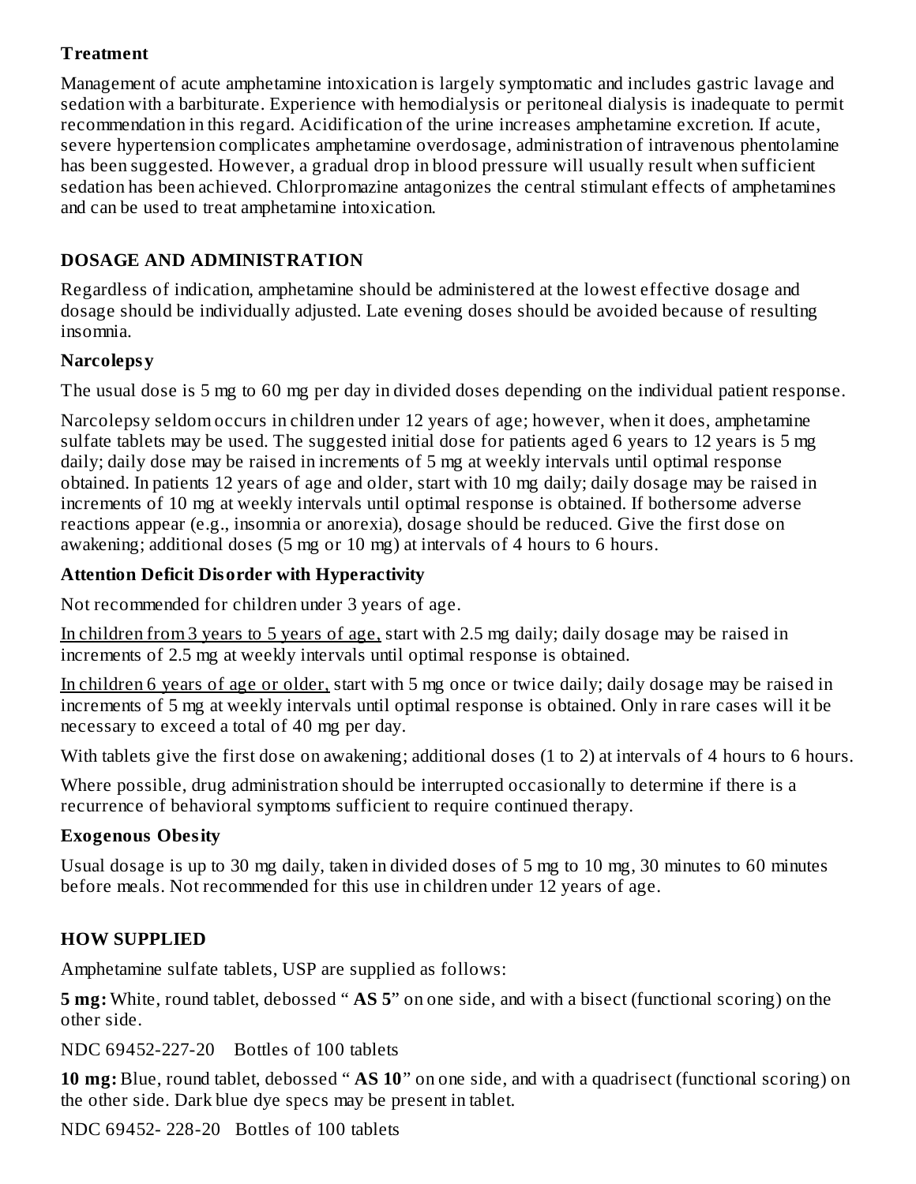### Treatment

Management of acute amphetamine intoxication is largely symptomatic and includes gastric lavage and sedation with a barbiturate. Experience with hemodialysis or peritoneal dialysis is inadequate to permit recommendation in this regard. Acidification of the urine increases amphetamine excretion. If acute, severe hypertension complicates amphetamine overdosage, administration of intravenous phentolamine has been suggested. However, a gradual drop in blood pressure will usually result when sufficient sedation has been achieved. Chlorpromazine antagonizes the central stimulant effects of amphetamines and can be used to treat amphetamine intoxication.

## DOSAGE AND ADMINISTRATION

Regardless of indication, amphetamine should be administered at the lowest effective dosage and dosage should be individually adjusted. Late evening doses should be avoided because of resulting insomnia.

### Narcolepsy

The usual dose is 5 mg to 60 mg per day in divided doses depending on the individual patient response.

Narcolepsy seldom occurs in children under 12 years of age; however, when it does, amphetamine sulfate tablets may be used. The suggested initial dose for patients aged 6 years to 12 years is 5 mg daily; daily dose may be raised in increments of 5 mg at weekly intervals until optimal response obtained. In patients 12 years of age and older, start with 10 mg daily; daily dosage may be raised in increments of 10 mg at weekly intervals until optimal response is obtained. If bothersome adverse reactions appear (e.g., insomnia or anorexia), dosage should be reduced. Give the first dose on awakening; additional doses (5 mg or 10 mg) at intervals of 4 hours to 6 hours.

### Attention Deficit Disorder with Hyperactivity

Not recommended for children under 3 years of age.

In children from 3 years to 5 years of age, start with 2.5 mg daily; daily dosage may be raised in increments of 2.5 mg at weekly intervals until optimal response is obtained.

In children 6 years of age or older, start with 5 mg once or twice daily; daily dosage may be raised in increments of 5 mg at weekly intervals until optimal response is obtained. Only in rare cases will it be necessary to exceed a total of 40 mg per day.

With tablets give the first dose on awakening; additional doses (1 to 2) at intervals of 4 hours to 6 hours.

Where possible, drug administration should be interrupted occasionally to determine if there is a recurrence of behavioral symptoms sufficient to require continued therapy.

### Exogenous Obesity

Usual dosage is up to 30 mg daily, taken in divided doses of 5 mg to 10 mg, 30 minutes to 60 minutes before meals. Not recommended for this use in children under 12 years of age.

## HOW SUPPLIED

Amphetamine sulfate tablets, USP are supplied as follows:

**5 mg:** White, round tablet, debossed " **AS 5**" on one side, and with a bisect (functional scoring) on the other side.

NDC 69452-227-20 Bottles of 100 tablets

**10 mg:** Blue, round tablet, debossed " **AS 10**" on one side, and with a quadrisect (functional scoring) on the other side. Dark blue dye specs may be present in tablet.

NDC 69452- 228-20 Bottles of 100 tablets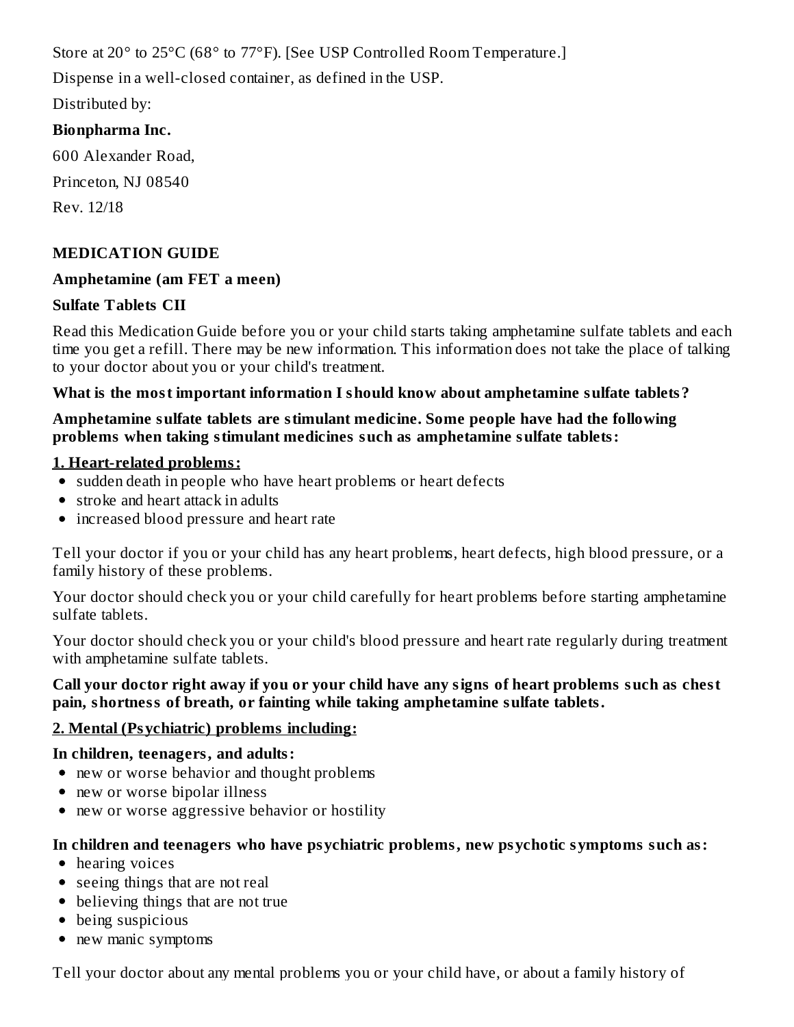Store at 20° to 25°C (68° to 77°F). [See USP Controlled Room Temperature.]

Dispense in a well-closed container, as defined in the USP.

Distributed by:

**Bionpharma Inc.**

600 Alexander Road,

Princeton, NJ 08540

Rev. 12/18

**MEDICATION GUIDE**

**Amphetamine (am FET a meen)**

**Sulfate Tablets CII**

Read this Medication Guide before you or your child starts taking amphetamine sulfate tablets and each time you get a refill. There may be new information. This information does not take the place of talking to your doctor about you or your child's treatment.

**What is the most important information I should know about amphetamine sulfate tablets?**

**Amphetamine sulfate tablets are stimulant medicine. Some people have had the following problems when taking stimulant medicines such as amphetamine sulfate tablets:**

**1. Heart-related problems:**

- sudden death in people who have heart problems or heart defects
- stroke and heart attack in adults
- increased blood pressure and heart rate

Tell your doctor if you or your child has any heart problems, heart defects, high blood pressure, or a family history of these problems.

Your doctor should check you or your child carefully for heart problems before starting amphetamine sulfate tablets.

Your doctor should check you or your child's blood pressure and heart rate regularly during treatment with amphetamine sulfate tablets.

**Call your doctor right away if you or your child have any signs of heart problems such as chest pain, shortness of breath, or fainting while taking amphetamine sulfate tablets.**

**2. Mental (Psychiatric) problems including:**

**In children, teenagers, and adults:**

- new or worse behavior and thought problems
- new or worse bipolar illness
- new or worse aggressive behavior or hostility

**In children and teenagers who have psychiatric problems, new psychotic symptoms such as:**

- hearing voices
- seeing things that are not real
- believing things that are not true
- being suspicious
- new manic symptoms

Tell your doctor about any mental problems you or your child have, or about a family history of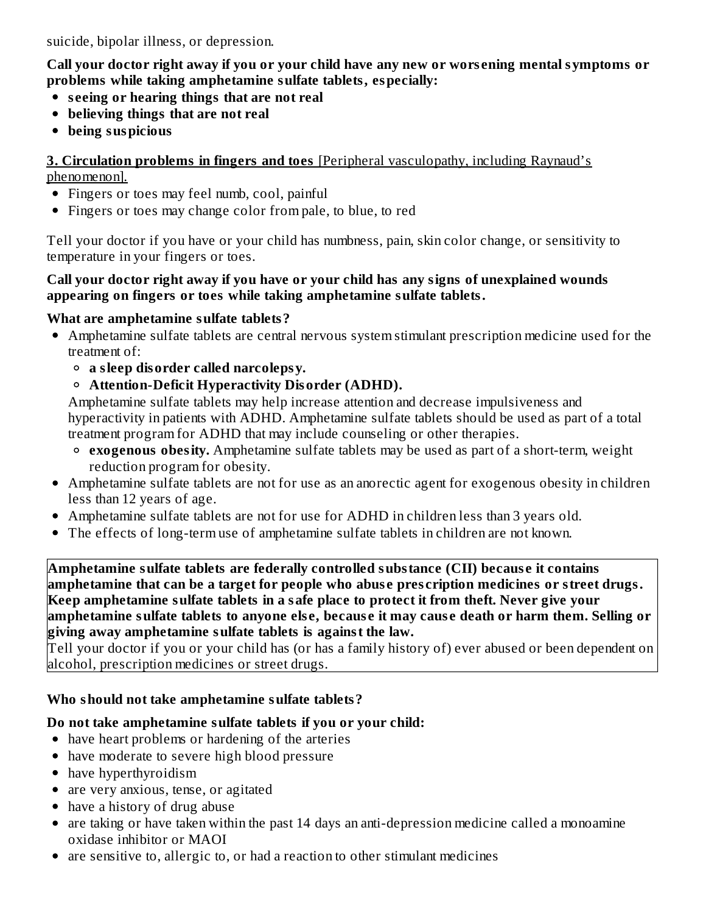suicide, bipolar illness, or depression.

**Call your doctor right away if you or your child have any new or worsening mental symptoms or problems while taking amphetamine sulfate tablets, especially:**

- **seeing or hearing things that are not real**
- **believing things that are not real**
- **being suspicious**

**3. Circulation problems in fingers and toes** [Peripheral vasculopathy, including Raynaud's phenomenon].

- Fingers or toes may feel numb, cool, painful
- Fingers or toes may change color from pale, to blue, to red

Tell your doctor if you have or your child has numbness, pain, skin color change, or sensitivity to temperature in your fingers or toes.

**Call your doctor right away if you have or your child has any signs of unexplained wounds appearing on fingers or toes while taking amphetamine sulfate tablets.**

**What are amphetamine sulfate tablets?**

- Amphetamine sulfate tablets are central nervous system stimulant prescription medicine used for the treatment of:
  - **a sleep disorder called narcolepsy.**
  - **Attention-Deficit Hyperactivity Disorder (ADHD).**

  Amphetamine sulfate tablets may help increase attention and decrease impulsiveness and hyperactivity in patients with ADHD. Amphetamine sulfate tablets should be used as part of a total treatment program for ADHD that may include counseling or other therapies.
  - **exogenous obesity.** Amphetamine sulfate tablets may be used as part of a short-term, weight reduction program for obesity.
- Amphetamine sulfate tablets are not for use as an anorectic agent for exogenous obesity in children less than 12 years of age.
- Amphetamine sulfate tablets are not for use for ADHD in children less than 3 years old.
- The effects of long-term use of amphetamine sulfate tablets in children are not known.

**Amphetamine sulfate tablets are federally controlled substance (CII) because it contains amphetamine that can be a target for people who abuse prescription medicines or street drugs. Keep amphetamine sulfate tablets in a safe place to protect it from theft. Never give your amphetamine sulfate tablets to anyone else, because it may cause death or harm them. Selling or giving away amphetamine sulfate tablets is against the law.**

Tell your doctor if you or your child has (or has a family history of) ever abused or been dependent on alcohol, prescription medicines or street drugs.

**Who should not take amphetamine sulfate tablets?**

**Do not take amphetamine sulfate tablets if you or your child:**

- have heart problems or hardening of the arteries
- have moderate to severe high blood pressure
- have hyperthyroidism
- are very anxious, tense, or agitated
- have a history of drug abuse
- are taking or have taken within the past 14 days an anti-depression medicine called a monoamine oxidase inhibitor or MAOI
- are sensitive to, allergic to, or had a reaction to other stimulant medicines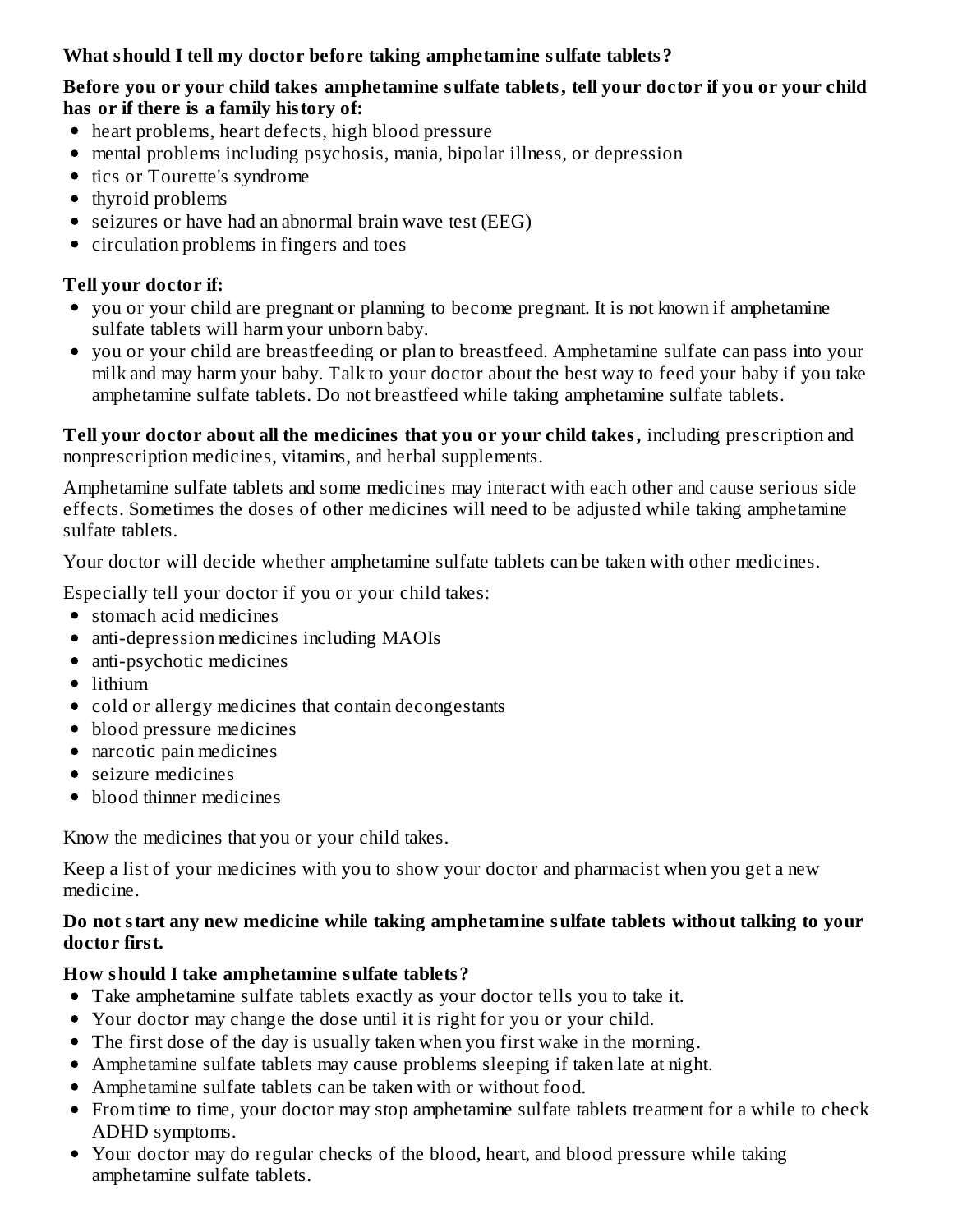**What should I tell my doctor before taking amphetamine sulfate tablets?**

**Before you or your child takes amphetamine sulfate tablets, tell your doctor if you or your child has or if there is a family history of:**

- heart problems, heart defects, high blood pressure
- mental problems including psychosis, mania, bipolar illness, or depression
- tics or Tourette's syndrome
- thyroid problems
- seizures or have had an abnormal brain wave test (EEG)
- circulation problems in fingers and toes

**Tell your doctor if:**

- you or your child are pregnant or planning to become pregnant. It is not known if amphetamine sulfate tablets will harm your unborn baby.
- you or your child are breastfeeding or plan to breastfeed. Amphetamine sulfate can pass into your milk and may harm your baby. Talk to your doctor about the best way to feed your baby if you take amphetamine sulfate tablets. Do not breastfeed while taking amphetamine sulfate tablets.

**Tell your doctor about all the medicines that you or your child takes,** including prescription and nonprescription medicines, vitamins, and herbal supplements.

Amphetamine sulfate tablets and some medicines may interact with each other and cause serious side effects. Sometimes the doses of other medicines will need to be adjusted while taking amphetamine sulfate tablets.

Your doctor will decide whether amphetamine sulfate tablets can be taken with other medicines.

Especially tell your doctor if you or your child takes:

- stomach acid medicines
- anti-depression medicines including MAOIs
- anti-psychotic medicines
- lithium
- cold or allergy medicines that contain decongestants
- blood pressure medicines
- narcotic pain medicines
- seizure medicines
- blood thinner medicines

Know the medicines that you or your child takes.

Keep a list of your medicines with you to show your doctor and pharmacist when you get a new medicine.

**Do not start any new medicine while taking amphetamine sulfate tablets without talking to your doctor first.**

**How should I take amphetamine sulfate tablets?**

- Take amphetamine sulfate tablets exactly as your doctor tells you to take it.
- Your doctor may change the dose until it is right for you or your child.
- The first dose of the day is usually taken when you first wake in the morning.
- Amphetamine sulfate tablets may cause problems sleeping if taken late at night.
- Amphetamine sulfate tablets can be taken with or without food.
- From time to time, your doctor may stop amphetamine sulfate tablets treatment for a while to check ADHD symptoms.
- Your doctor may do regular checks of the blood, heart, and blood pressure while taking amphetamine sulfate tablets.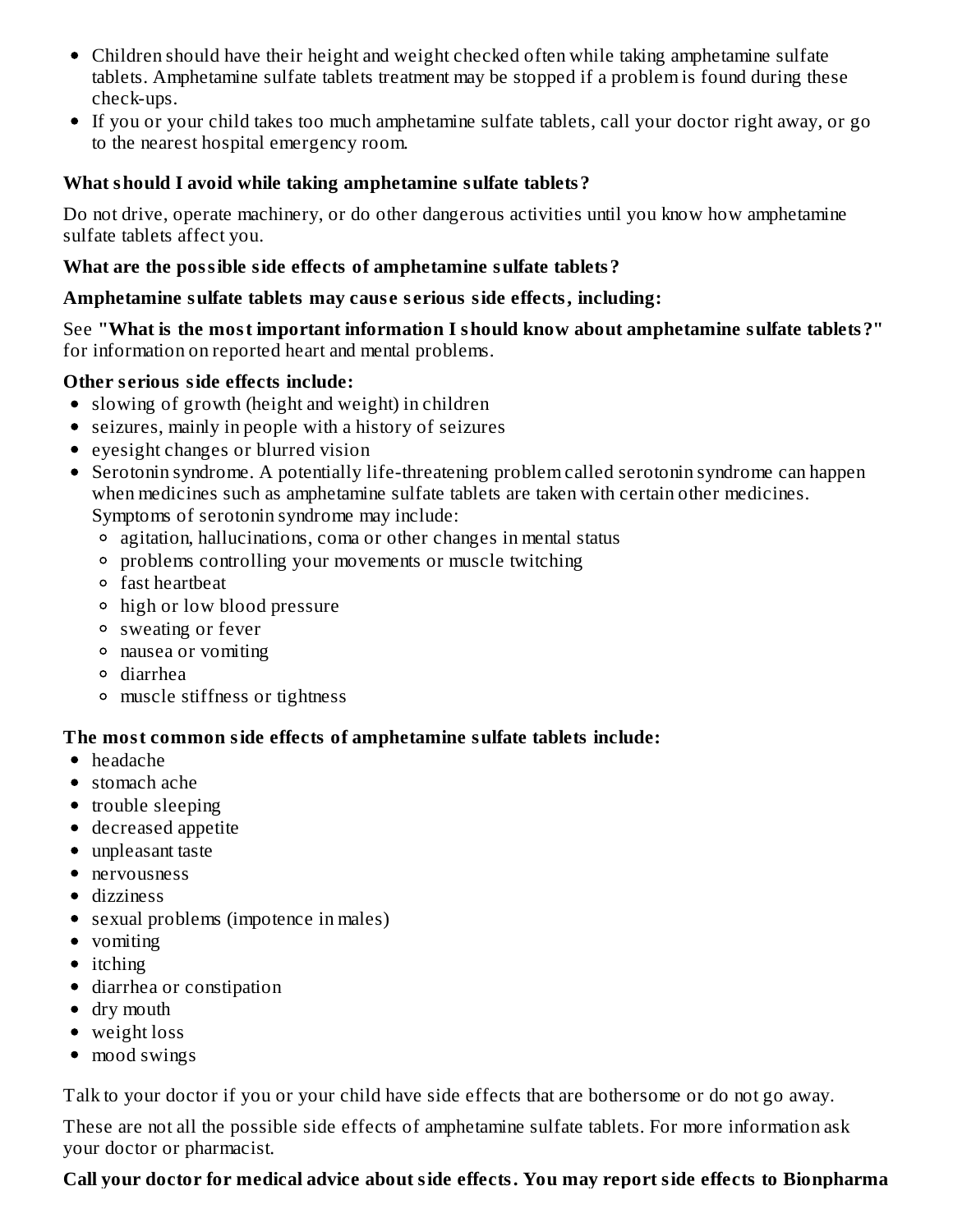- Children should have their height and weight checked often while taking amphetamine sulfate tablets. Amphetamine sulfate tablets treatment may be stopped if a problem is found during these check-ups.
- If you or your child takes too much amphetamine sulfate tablets, call your doctor right away, or go to the nearest hospital emergency room.

**What should I avoid while taking amphetamine sulfate tablets?**

Do not drive, operate machinery, or do other dangerous activities until you know how amphetamine sulfate tablets affect you.

**What are the possible side effects of amphetamine sulfate tablets?**

**Amphetamine sulfate tablets may cause serious side effects, including:**

See **"What is the most important information I should know about amphetamine sulfate tablets?"** for information on reported heart and mental problems.

**Other serious side effects include:**

- slowing of growth (height and weight) in children
- seizures, mainly in people with a history of seizures
- eyesight changes or blurred vision
- Serotonin syndrome. A potentially life-threatening problem called serotonin syndrome can happen when medicines such as amphetamine sulfate tablets are taken with certain other medicines. Symptoms of serotonin syndrome may include:
  - agitation, hallucinations, coma or other changes in mental status
  - problems controlling your movements or muscle twitching
  - fast heartbeat
  - high or low blood pressure
  - sweating or fever
  - nausea or vomiting
  - diarrhea
  - muscle stiffness or tightness

**The most common side effects of amphetamine sulfate tablets include:**

- headache
- stomach ache
- trouble sleeping
- decreased appetite
- unpleasant taste
- nervousness
- dizziness
- sexual problems (impotence in males)
- vomiting
- itching
- diarrhea or constipation
- dry mouth
- weight loss
- mood swings

Talk to your doctor if you or your child have side effects that are bothersome or do not go away.

These are not all the possible side effects of amphetamine sulfate tablets. For more information ask your doctor or pharmacist.

**Call your doctor for medical advice about side effects. You may report side effects to Bionpharma**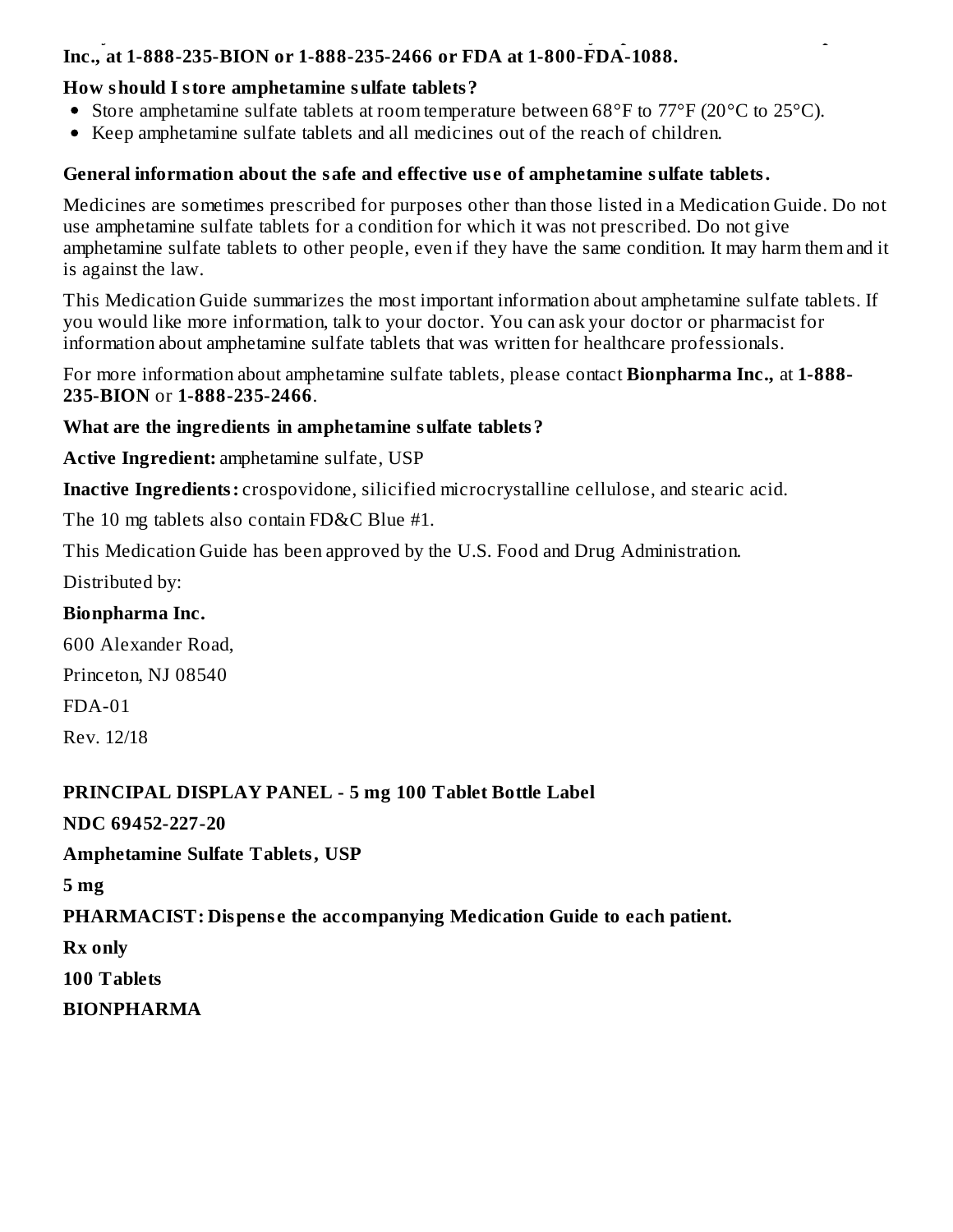**Inc., at 1-888-235-BION or 1-888-235-2466 or FDA at 1-800-FDA-1088.**

**How should I store amphetamine sulfate tablets?**

- Store amphetamine sulfate tablets at room temperature between 68°F to 77°F (20°C to 25°C).
- Keep amphetamine sulfate tablets and all medicines out of the reach of children.

**General information about the safe and effective use of amphetamine sulfate tablets.**

Medicines are sometimes prescribed for purposes other than those listed in a Medication Guide. Do not use amphetamine sulfate tablets for a condition for which it was not prescribed. Do not give amphetamine sulfate tablets to other people, even if they have the same condition. It may harm them and it is against the law.

This Medication Guide summarizes the most important information about amphetamine sulfate tablets. If you would like more information, talk to your doctor. You can ask your doctor or pharmacist for information about amphetamine sulfate tablets that was written for healthcare professionals.

For more information about amphetamine sulfate tablets, please contact **Bionpharma Inc.,** at **1-888-235-BION** or **1-888-235-2466**.

**What are the ingredients in amphetamine sulfate tablets?**

**Active Ingredient:** amphetamine sulfate, USP

**Inactive Ingredients:** crospovidone, silicified microcrystalline cellulose, and stearic acid.

The 10 mg tablets also contain FD&C Blue #1.

This Medication Guide has been approved by the U.S. Food and Drug Administration.

Distributed by:

**Bionpharma Inc.**

600 Alexander Road,

Princeton, NJ 08540

FDA-01

Rev. 12/18

**PRINCIPAL DISPLAY PANEL - 5 mg 100 Tablet Bottle Label**

**NDC 69452-227-20**

**Amphetamine Sulfate Tablets, USP**

**5 mg**

**PHARMACIST: Dispense the accompanying Medication Guide to each patient.**

**Rx only**

**100 Tablets**

**BIONPHARMA**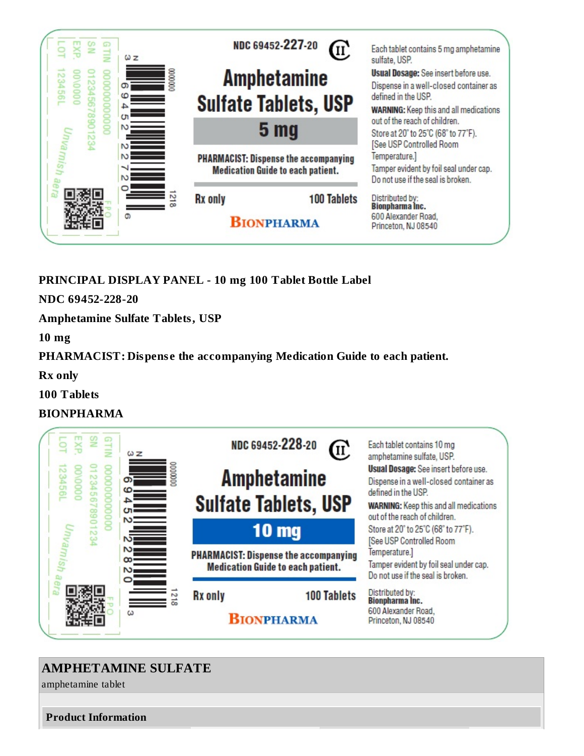NDC 69452-227-20

Amphetamine Sulfate Tablets, USP

5 mg

PHARMACIST: Dispense the accompanying Medication Guide to each patient.

Rx only

100 Tablets

BIONPHARMA

Each tablet contains 5 mg amphetamine sulfate, USP.

**Usual Dosage:** See insert before use.

Dispense in a well-closed container as defined in the USP.

**WARNING:** Keep this and all medications out of the reach of children.

Store at 20° to 25°C (68° to 77°F). [See USP Controlled Room Temperature.]

Tamper evident by foil seal under cap. Do not use if the seal is broken.

Distributed by:
**Bionpharma Inc.**
600 Alexander Road,
Princeton, NJ 08540

GTIN 00000000000000
SN 012345678901234
EXP. 00\0000
LOT 123456L

**PRINCIPAL DISPLAY PANEL - 10 mg 100 Tablet Bottle Label**

**NDC 69452-228-20**

**Amphetamine Sulfate Tablets, USP**

**10 mg**

**PHARMACIST: Dispense the accompanying Medication Guide to each patient.**

**Rx only**

**100 Tablets**

**BIONPHARMA**

NDC 69452-228-20

Amphetamine Sulfate Tablets, USP

10 mg

PHARMACIST: Dispense the accompanying Medication Guide to each patient.

Rx only

100 Tablets

BIONPHARMA

Each tablet contains 10 mg amphetamine sulfate, USP.

**Usual Dosage:** See insert before use.

Dispense in a well-closed container as defined in the USP.

**WARNING:** Keep this and all medications out of the reach of children.

Store at 20° to 25°C (68° to 77°F). [See USP Controlled Room Temperature.]

Tamper evident by foil seal under cap. Do not use if the seal is broken.

Distributed by:
**Bionpharma Inc.**
600 Alexander Road,
Princeton, NJ 08540

GTIN 00000000000000
SN 012345678901234
EXP. 00\0000
LOT 123456L

## AMPHETAMINE SULFATE

amphetamine tablet

| Product Information |
|---|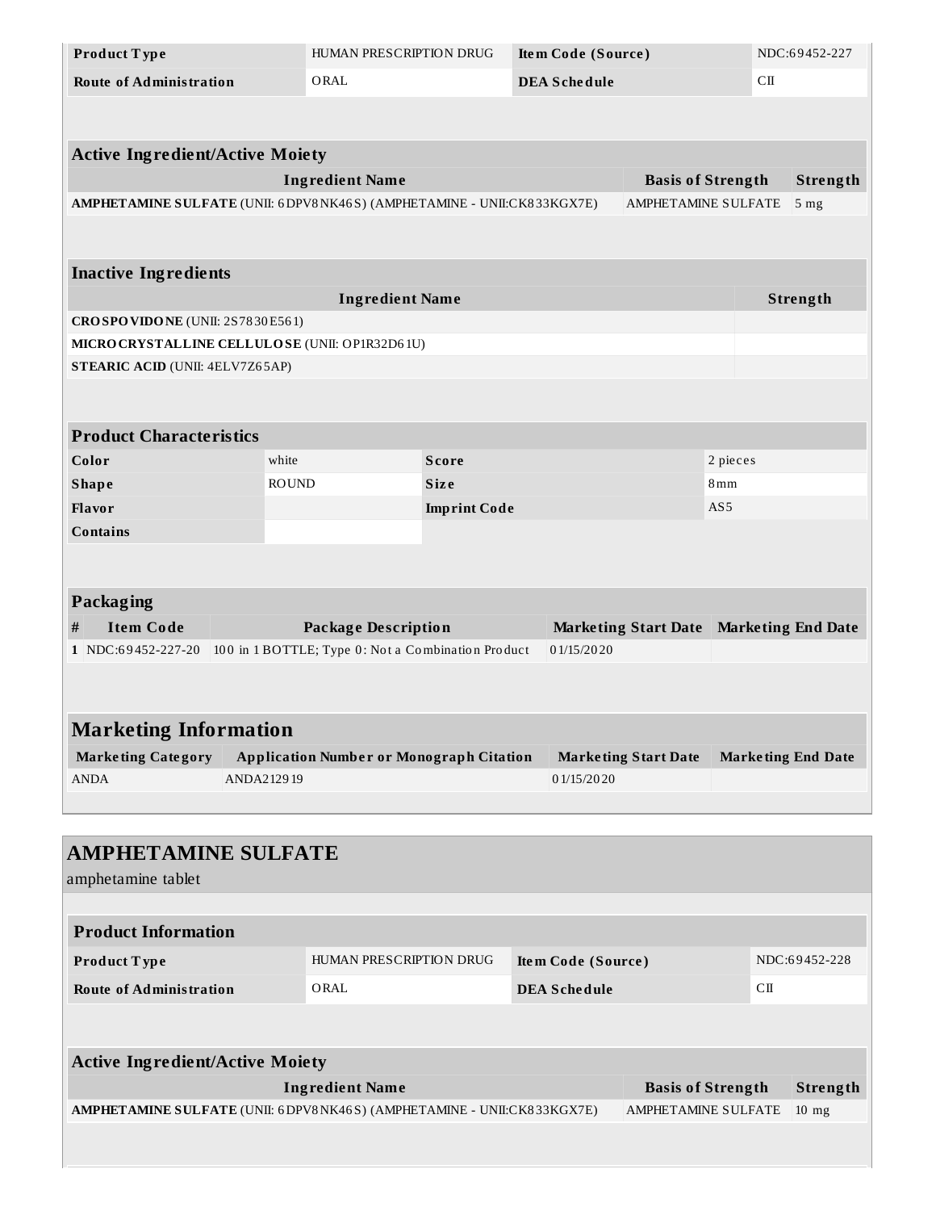| Product Type | HUMAN PRESCRIPTION DRUG | Item Code (Source) | NDC:69452-227 |
| --- | --- | --- | --- |
| Route of Administration | ORAL | DEA Schedule | CII |

| Active Ingredient/Active Moiety | | |
| --- | --- | --- |
| Ingredient Name | Basis of Strength | Strength |
| **AMPHETAMINE SULFATE** (UNII: 6DPV8NK46S) (AMPHETAMINE - UNII:CK833KGX7E) | AMPHETAMINE SULFATE | 5 mg |

| Inactive Ingredients | |
| --- | --- |
| Ingredient Name | Strength |
| **CROSPOVIDONE** (UNII: 2S7830E561) | |
| **MICROCRYSTALLINE CELLULOSE** (UNII: OP1R32D61U) | |
| **STEARIC ACID** (UNII: 4ELV7Z65AP) | |

| Product Characteristics | | | |
| --- | --- | --- | --- |
| Color | white | Score | 2 pieces |
| Shape | ROUND | Size | 8mm |
| Flavor | | Imprint Code | AS5 |
| Contains | | | |

| Packaging | | | | |
| --- | --- | --- | --- | --- |
| # | Item Code | Package Description | Marketing Start Date | Marketing End Date |
| 1 | NDC:69452-227-20 | 100 in 1 BOTTLE; Type 0: Not a Combination Product | 01/15/2020 | |

| Marketing Information | | | |
| --- | --- | --- | --- |
| Marketing Category | Application Number or Monograph Citation | Marketing Start Date | Marketing End Date |
| ANDA | ANDA212919 | 01/15/2020 | |

## AMPHETAMINE SULFATE

amphetamine tablet

| Product Information | | | |
| --- | --- | --- | --- |
| Product Type | HUMAN PRESCRIPTION DRUG | Item Code (Source) | NDC:69452-228 |
| Route of Administration | ORAL | DEA Schedule | CII |

| Active Ingredient/Active Moiety | | |
| --- | --- | --- |
| Ingredient Name | Basis of Strength | Strength |
| **AMPHETAMINE SULFATE** (UNII: 6DPV8NK46S) (AMPHETAMINE - UNII:CK833KGX7E) | AMPHETAMINE SULFATE | 10 mg |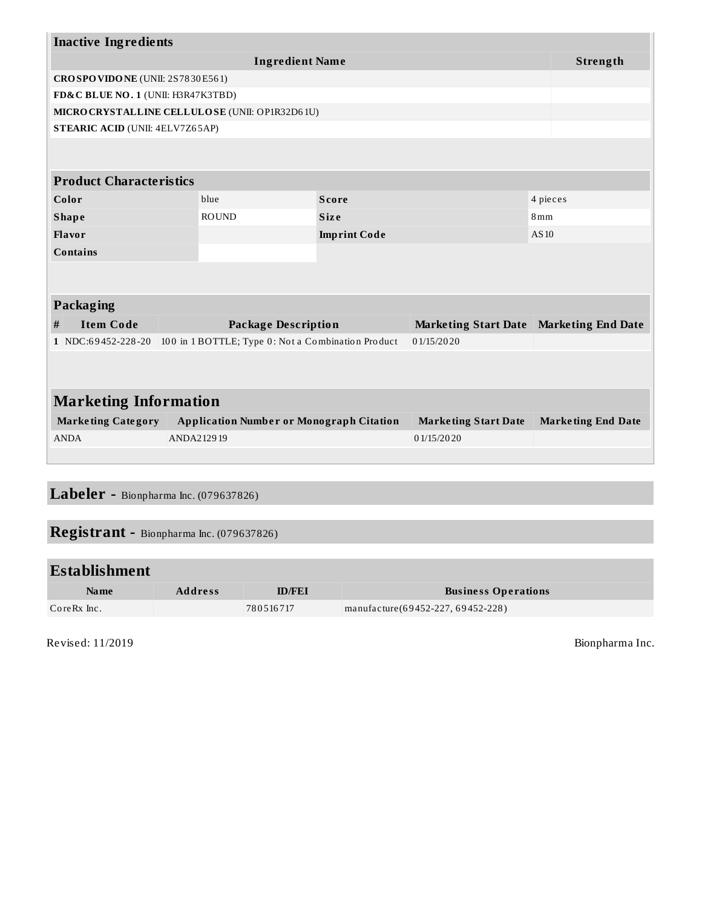| Inactive Ingredients | |
|---|---|
| **Ingredient Name** | **Strength** |
| **CROSPOVIDONE** (UNII: 2S7830E561) | |
| **FD&C BLUE NO. 1** (UNII: H3R47K3TBD) | |
| **MICROCRYSTALLINE CELLULOSE** (UNII: OP1R32D61U) | |
| **STEARIC ACID** (UNII: 4ELV7Z65AP) | |

| Product Characteristics | | | |
|---|---|---|---|
| **Color** | blue | **Score** | 4 pieces |
| **Shape** | ROUND | **Size** | 8mm |
| **Flavor** | | **Imprint Code** | AS10 |
| **Contains** | | | |

| Packaging | | | | |
|---|---|---|---|---|
| **#** | **Item Code** | **Package Description** | **Marketing Start Date** | **Marketing End Date** |
| **1** | NDC:69452-228-20 | 100 in 1 BOTTLE; Type 0: Not a Combination Product | 01/15/2020 | |

| Marketing Information | | | |
|---|---|---|---|
| **Marketing Category** | **Application Number or Monograph Citation** | **Marketing Start Date** | **Marketing End Date** |
| ANDA | ANDA212919 | 01/15/2020 | |

## Labeler - Bionpharma Inc. (079637826)

## Registrant - Bionpharma Inc. (079637826)

## Establishment

| Name | Address | ID/FEI | Business Operations |
|---|---|---|---|
| CoreRx Inc. | | 780516717 | manufacture(69452-227, 69452-228) |

Revised: 11/2019

Bionpharma Inc.